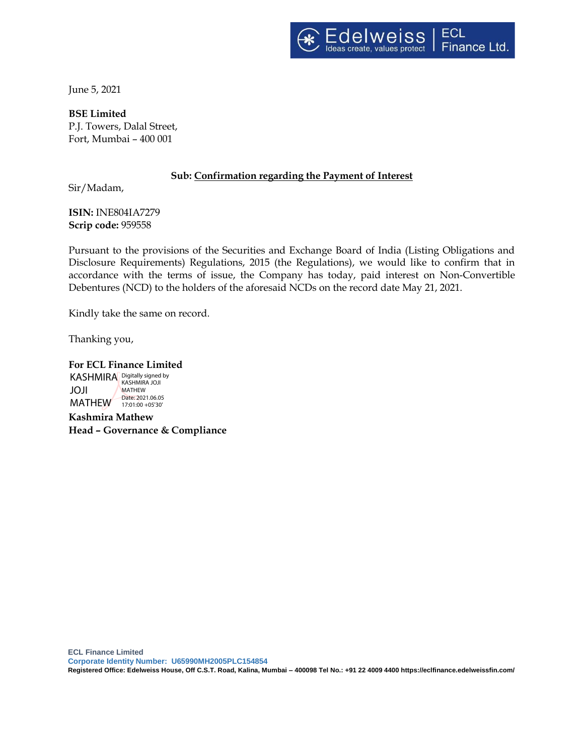June 5, 2021

**BSE Limited**
P.J. Towers, Dalal Street,
Fort, Mumbai – 400 001

**Sub: Confirmation regarding the Payment of Interest**

Sir/Madam,

**ISIN:** INE804IA7279
**Scrip code:** 959558

Pursuant to the provisions of the Securities and Exchange Board of India (Listing Obligations and Disclosure Requirements) Regulations, 2015 (the Regulations), we would like to confirm that in accordance with the terms of issue, the Company has today, paid interest on Non-Convertible Debentures (NCD) to the holders of the aforesaid NCDs on the record date May 21, 2021.

Kindly take the same on record.

Thanking you,

**For ECL Finance Limited**

KASHMIRA JOJI MATHEW
Digitally signed by KASHMIRA JOJI MATHEW
Date: 2021.06.05 17:01:00 +05'30'

**Kashmira Mathew**
**Head – Governance & Compliance**

**ECL Finance Limited**
**Corporate Identity Number: U65990MH2005PLC154854**
**Registered Office: Edelweiss House, Off C.S.T. Road, Kalina, Mumbai – 400098 Tel No.: +91 22 4009 4400 https://eclfinance.edelweissfin.com/**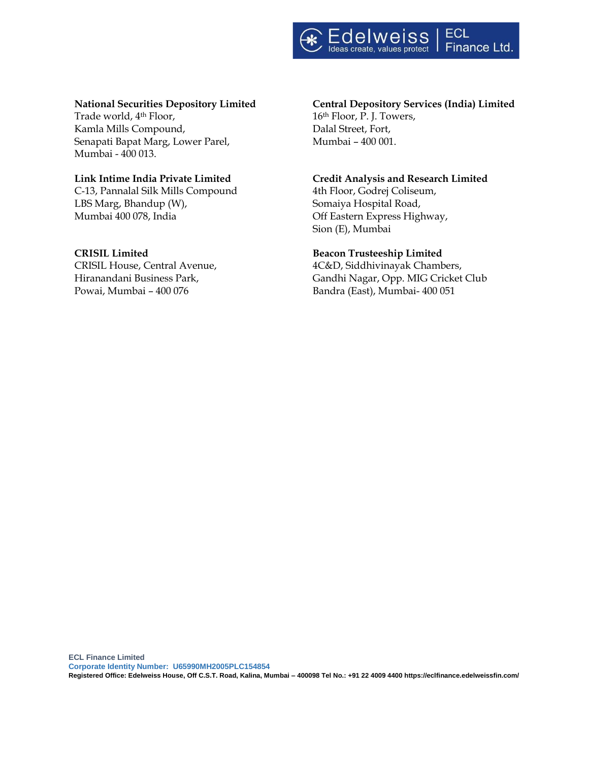**National Securities Depository Limited**
Trade world, 4th Floor,
Kamla Mills Compound,
Senapati Bapat Marg, Lower Parel,
Mumbai - 400 013.

**Central Depository Services (India) Limited**
16th Floor, P. J. Towers,
Dalal Street, Fort,
Mumbai – 400 001.

**Link Intime India Private Limited**
C-13, Pannalal Silk Mills Compound
LBS Marg, Bhandup (W),
Mumbai 400 078, India

**Credit Analysis and Research Limited**
4th Floor, Godrej Coliseum,
Somaiya Hospital Road,
Off Eastern Express Highway,
Sion (E), Mumbai

**CRISIL Limited**
CRISIL House, Central Avenue,
Hiranandani Business Park,
Powai, Mumbai – 400 076

**Beacon Trusteeship Limited**
4C&D, Siddhivinayak Chambers,
Gandhi Nagar, Opp. MIG Cricket Club
Bandra (East), Mumbai- 400 051